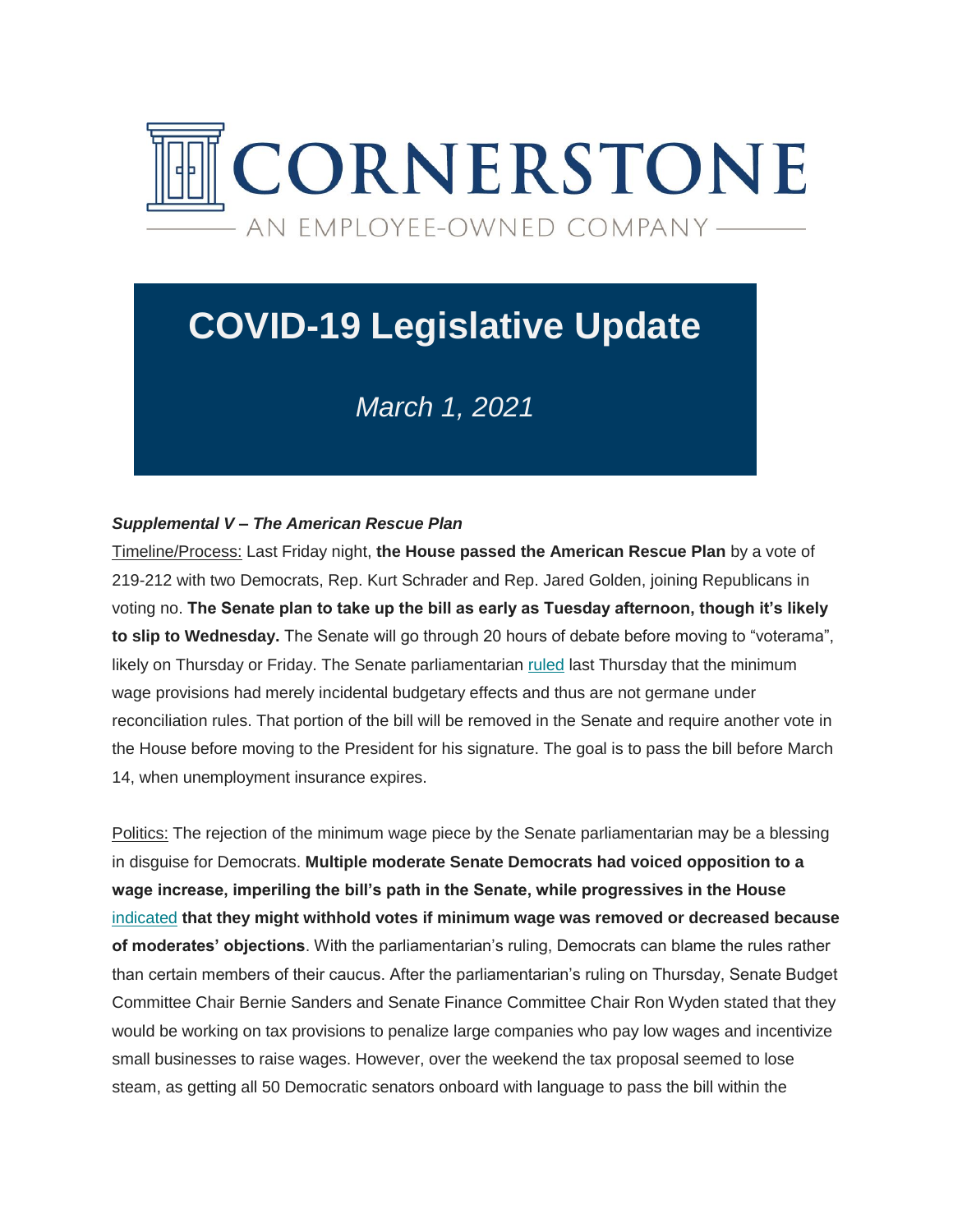# CORNERSTONE

AN EMPLOYEE-OWNED COMPANY

# COVID-19 Legislative Update

*March 1, 2021*

***Supplemental V – The American Rescue Plan***

Timeline/Process: Last Friday night, **the House passed the American Rescue Plan** by a vote of 219-212 with two Democrats, Rep. Kurt Schrader and Rep. Jared Golden, joining Republicans in voting no. **The Senate plan to take up the bill as early as Tuesday afternoon, though it's likely to slip to Wednesday.** The Senate will go through 20 hours of debate before moving to "voterama", likely on Thursday or Friday. The Senate parliamentarian ruled last Thursday that the minimum wage provisions had merely incidental budgetary effects and thus are not germane under reconciliation rules. That portion of the bill will be removed in the Senate and require another vote in the House before moving to the President for his signature. The goal is to pass the bill before March 14, when unemployment insurance expires.

Politics: The rejection of the minimum wage piece by the Senate parliamentarian may be a blessing in disguise for Democrats. **Multiple moderate Senate Democrats had voiced opposition to a wage increase, imperiling the bill's path in the Senate, while progressives in the House** indicated **that they might withhold votes if minimum wage was removed or decreased because of moderates' objections**. With the parliamentarian's ruling, Democrats can blame the rules rather than certain members of their caucus. After the parliamentarian's ruling on Thursday, Senate Budget Committee Chair Bernie Sanders and Senate Finance Committee Chair Ron Wyden stated that they would be working on tax provisions to penalize large companies who pay low wages and incentivize small businesses to raise wages. However, over the weekend the tax proposal seemed to lose steam, as getting all 50 Democratic senators onboard with language to pass the bill within the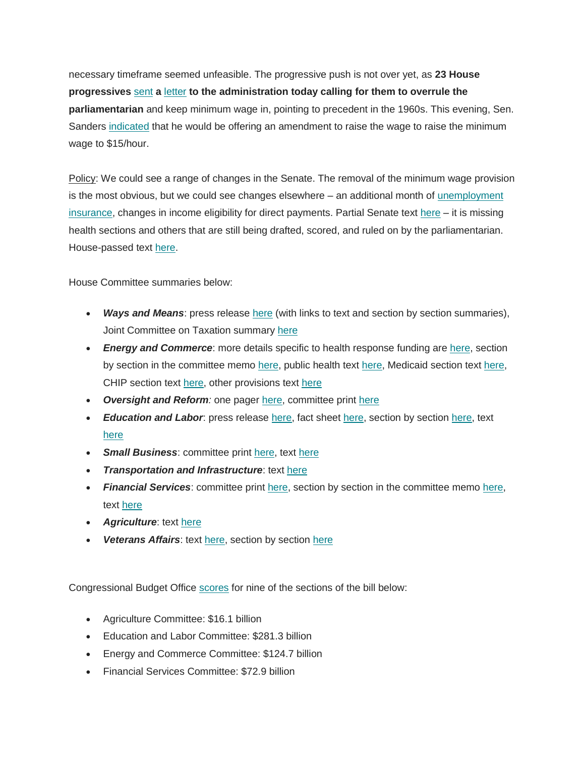necessary timeframe seemed unfeasible. The progressive push is not over yet, as **23 House progressives** sent **a** letter **to the administration today calling for them to overrule the parliamentarian** and keep minimum wage in, pointing to precedent in the 1960s. This evening, Sen. Sanders indicated that he would be offering an amendment to raise the wage to raise the minimum wage to $15/hour.

Policy: We could see a range of changes in the Senate. The removal of the minimum wage provision is the most obvious, but we could see changes elsewhere – an additional month of unemployment insurance, changes in income eligibility for direct payments. Partial Senate text here – it is missing health sections and others that are still being drafted, scored, and ruled on by the parliamentarian. House-passed text here.

House Committee summaries below:

- ***Ways and Means***: press release here (with links to text and section by section summaries), Joint Committee on Taxation summary here
- ***Energy and Commerce***: more details specific to health response funding are here, section by section in the committee memo here, public health text here, Medicaid section text here, CHIP section text here, other provisions text here
- ***Oversight and Reform****:* one pager here, committee print here
- ***Education and Labor***: press release here, fact sheet here, section by section here, text here
- ***Small Business***: committee print here, text here
- ***Transportation and Infrastructure***: text here
- ***Financial Services***: committee print here, section by section in the committee memo here, text here
- ***Agriculture***: text here
- ***Veterans Affairs***: text here, section by section here

Congressional Budget Office scores for nine of the sections of the bill below:

- Agriculture Committee: $16.1 billion
- Education and Labor Committee: $281.3 billion
- Energy and Commerce Committee: $124.7 billion
- Financial Services Committee: $72.9 billion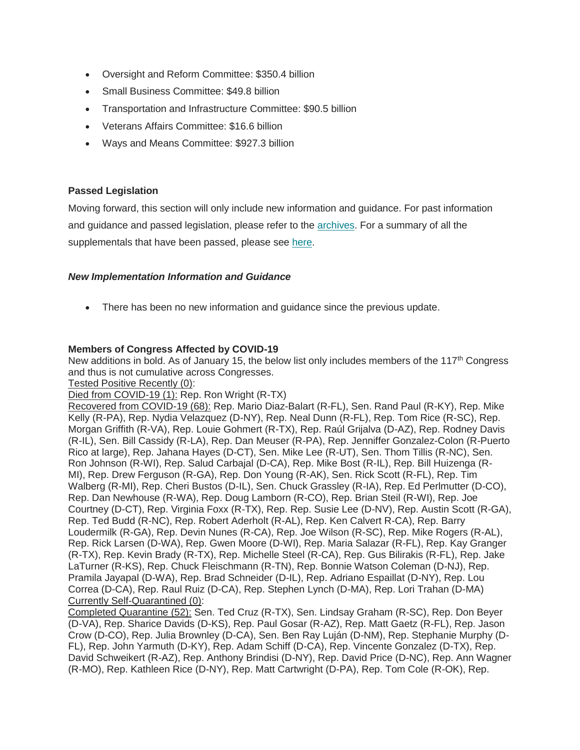- Oversight and Reform Committee: $350.4 billion
- Small Business Committee: $49.8 billion
- Transportation and Infrastructure Committee: $90.5 billion
- Veterans Affairs Committee: $16.6 billion
- Ways and Means Committee: $927.3 billion

**Passed Legislation**

Moving forward, this section will only include new information and guidance. For past information and guidance and passed legislation, please refer to the archives. For a summary of all the supplementals that have been passed, please see here.

***New Implementation Information and Guidance***

- There has been no new information and guidance since the previous update.

**Members of Congress Affected by COVID-19**

New additions in bold. As of January 15, the below list only includes members of the 117th Congress and thus is not cumulative across Congresses.

Tested Positive Recently (0):

Died from COVID-19 (1): Rep. Ron Wright (R-TX)

Recovered from COVID-19 (68): Rep. Mario Diaz-Balart (R-FL), Sen. Rand Paul (R-KY), Rep. Mike Kelly (R-PA), Rep. Nydia Velazquez (D-NY), Rep. Neal Dunn (R-FL), Rep. Tom Rice (R-SC), Rep. Morgan Griffith (R-VA), Rep. Louie Gohmert (R-TX), Rep. Raúl Grijalva (D-AZ), Rep. Rodney Davis (R-IL), Sen. Bill Cassidy (R-LA), Rep. Dan Meuser (R-PA), Rep. Jenniffer Gonzalez-Colon (R-Puerto Rico at large), Rep. Jahana Hayes (D-CT), Sen. Mike Lee (R-UT), Sen. Thom Tillis (R-NC), Sen. Ron Johnson (R-WI), Rep. Salud Carbajal (D-CA), Rep. Mike Bost (R-IL), Rep. Bill Huizenga (R-MI), Rep. Drew Ferguson (R-GA), Rep. Don Young (R-AK), Sen. Rick Scott (R-FL), Rep. Tim Walberg (R-MI), Rep. Cheri Bustos (D-IL), Sen. Chuck Grassley (R-IA), Rep. Ed Perlmutter (D-CO), Rep. Dan Newhouse (R-WA), Rep. Doug Lamborn (R-CO), Rep. Brian Steil (R-WI), Rep. Joe Courtney (D-CT), Rep. Virginia Foxx (R-TX), Rep. Rep. Susie Lee (D-NV), Rep. Austin Scott (R-GA), Rep. Ted Budd (R-NC), Rep. Robert Aderholt (R-AL), Rep. Ken Calvert R-CA), Rep. Barry Loudermilk (R-GA), Rep. Devin Nunes (R-CA), Rep. Joe Wilson (R-SC), Rep. Mike Rogers (R-AL), Rep. Rick Larsen (D-WA), Rep. Gwen Moore (D-WI), Rep. Maria Salazar (R-FL), Rep. Kay Granger (R-TX), Rep. Kevin Brady (R-TX), Rep. Michelle Steel (R-CA), Rep. Gus Bilirakis (R-FL), Rep. Jake LaTurner (R-KS), Rep. Chuck Fleischmann (R-TN), Rep. Bonnie Watson Coleman (D-NJ), Rep. Pramila Jayapal (D-WA), Rep. Brad Schneider (D-IL), Rep. Adriano Espaillat (D-NY), Rep. Lou Correa (D-CA), Rep. Raul Ruiz (D-CA), Rep. Stephen Lynch (D-MA), Rep. Lori Trahan (D-MA)

Currently Self-Quarantined (0):

Completed Quarantine (52): Sen. Ted Cruz (R-TX), Sen. Lindsay Graham (R-SC), Rep. Don Beyer (D-VA), Rep. Sharice Davids (D-KS), Rep. Paul Gosar (R-AZ), Rep. Matt Gaetz (R-FL), Rep. Jason Crow (D-CO), Rep. Julia Brownley (D-CA), Sen. Ben Ray Luján (D-NM), Rep. Stephanie Murphy (D-FL), Rep. John Yarmuth (D-KY), Rep. Adam Schiff (D-CA), Rep. Vincente Gonzalez (D-TX), Rep. David Schweikert (R-AZ), Rep. Anthony Brindisi (D-NY), Rep. David Price (D-NC), Rep. Ann Wagner (R-MO), Rep. Kathleen Rice (D-NY), Rep. Matt Cartwright (D-PA), Rep. Tom Cole (R-OK), Rep.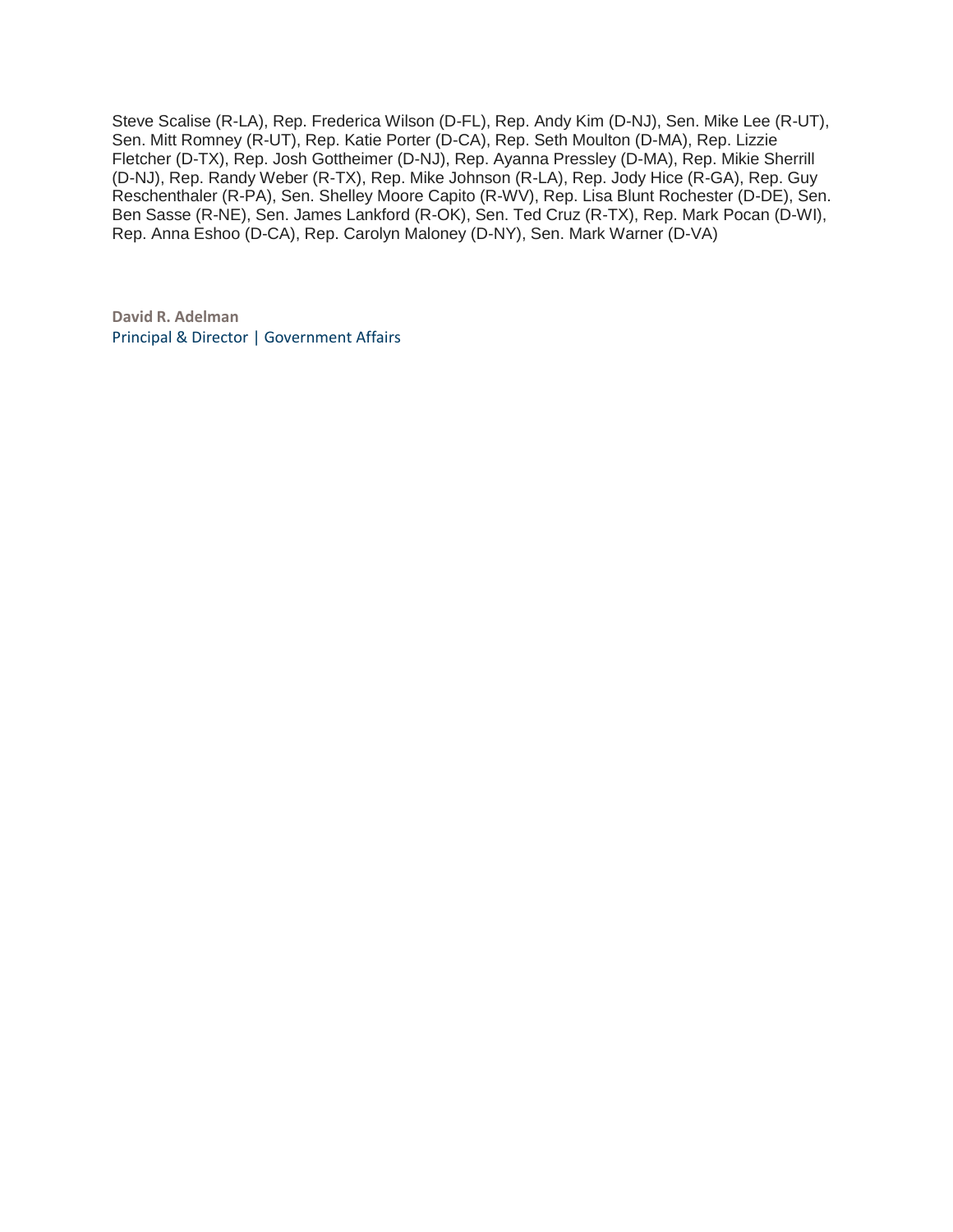Steve Scalise (R-LA), Rep. Frederica Wilson (D-FL), Rep. Andy Kim (D-NJ), Sen. Mike Lee (R-UT), Sen. Mitt Romney (R-UT), Rep. Katie Porter (D-CA), Rep. Seth Moulton (D-MA), Rep. Lizzie Fletcher (D-TX), Rep. Josh Gottheimer (D-NJ), Rep. Ayanna Pressley (D-MA), Rep. Mikie Sherrill (D-NJ), Rep. Randy Weber (R-TX), Rep. Mike Johnson (R-LA), Rep. Jody Hice (R-GA), Rep. Guy Reschenthaler (R-PA), Sen. Shelley Moore Capito (R-WV), Rep. Lisa Blunt Rochester (D-DE), Sen. Ben Sasse (R-NE), Sen. James Lankford (R-OK), Sen. Ted Cruz (R-TX), Rep. Mark Pocan (D-WI), Rep. Anna Eshoo (D-CA), Rep. Carolyn Maloney (D-NY), Sen. Mark Warner (D-VA)

**David R. Adelman**
Principal & Director | Government Affairs